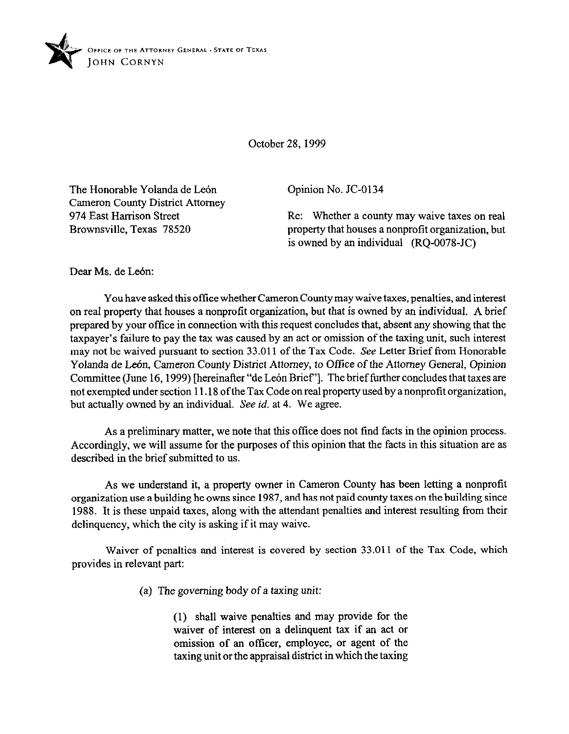OFFICE OF THE ATTORNEY GENERAL · STATE OF TEXAS
JOHN CORNYN

October 28, 1999

The Honorable Yolanda de León
Cameron County District Attorney
974 East Harrison Street
Brownsville, Texas 78520

Opinion No. JC-0134

Re: Whether a county may waive taxes on real property that houses a nonprofit organization, but is owned by an individual (RQ-0078-JC)

Dear Ms. de León:

You have asked this office whether Cameron County may waive taxes, penalties, and interest on real property that houses a nonprofit organization, but that is owned by an individual. A brief prepared by your office in connection with this request concludes that, absent any showing that the taxpayer's failure to pay the tax was caused by an act or omission of the taxing unit, such interest may not be waived pursuant to section 33.011 of the Tax Code. *See* Letter Brief from Honorable Yolanda de León, Cameron County District Attorney, to Office of the Attorney General, Opinion Committee (June 16, 1999) [hereinafter "de León Brief"]. The brief further concludes that taxes are not exempted under section 11.18 of the Tax Code on real property used by a nonprofit organization, but actually owned by an individual. *See id.* at 4. We agree.

As a preliminary matter, we note that this office does not find facts in the opinion process. Accordingly, we will assume for the purposes of this opinion that the facts in this situation are as described in the brief submitted to us.

As we understand it, a property owner in Cameron County has been letting a nonprofit organization use a building he owns since 1987, and has not paid county taxes on the building since 1988. It is these unpaid taxes, along with the attendant penalties and interest resulting from their delinquency, which the city is asking if it may waive.

Waiver of penalties and interest is covered by section 33.011 of the Tax Code, which provides in relevant part:

> (a) The governing body of a taxing unit:
>
> (1) shall waive penalties and may provide for the waiver of interest on a delinquent tax if an act or omission of an officer, employee, or agent of the taxing unit or the appraisal district in which the taxing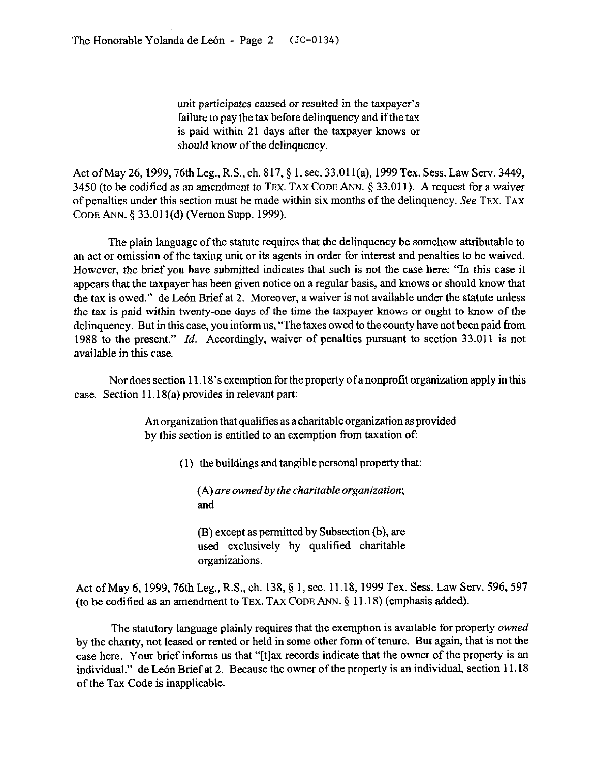> unit participates caused or resulted in the taxpayer's failure to pay the tax before delinquency and if the tax is paid within 21 days after the taxpayer knows or should know of the delinquency.

Act of May 26, 1999, 76th Leg., R.S., ch. 817, § 1, sec. 33.011(a), 1999 Tex. Sess. Law Serv. 3449, 3450 (to be codified as an amendment to TEX. TAX CODE ANN. § 33.011). A request for a waiver of penalties under this section must be made within six months of the delinquency. *See* TEX. TAX CODE ANN. § 33.011(d) (Vernon Supp. 1999).

The plain language of the statute requires that the delinquency be somehow attributable to an act or omission of the taxing unit or its agents in order for interest and penalties to be waived. However, the brief you have submitted indicates that such is not the case here: "In this case it appears that the taxpayer has been given notice on a regular basis, and knows or should know that the tax is owed." de León Brief at 2. Moreover, a waiver is not available under the statute unless the tax is paid within twenty-one days of the time the taxpayer knows or ought to know of the delinquency. But in this case, you inform us, "The taxes owed to the county have not been paid from 1988 to the present." *Id.* Accordingly, waiver of penalties pursuant to section 33.011 is not available in this case.

Nor does section 11.18's exemption for the property of a nonprofit organization apply in this case. Section 11.18(a) provides in relevant part:

> An organization that qualifies as a charitable organization as provided by this section is entitled to an exemption from taxation of:
>
> (1) the buildings and tangible personal property that:
>
> (A) *are owned by the charitable organization*; and
>
> (B) except as permitted by Subsection (b), are used exclusively by qualified charitable organizations.

Act of May 6, 1999, 76th Leg., R.S., ch. 138, § 1, sec. 11.18, 1999 Tex. Sess. Law Serv. 596, 597 (to be codified as an amendment to TEX. TAX CODE ANN. § 11.18) (emphasis added).

The statutory language plainly requires that the exemption is available for property *owned* by the charity, not leased or rented or held in some other form of tenure. But again, that is not the case here. Your brief informs us that "[t]ax records indicate that the owner of the property is an individual." de León Brief at 2. Because the owner of the property is an individual, section 11.18 of the Tax Code is inapplicable.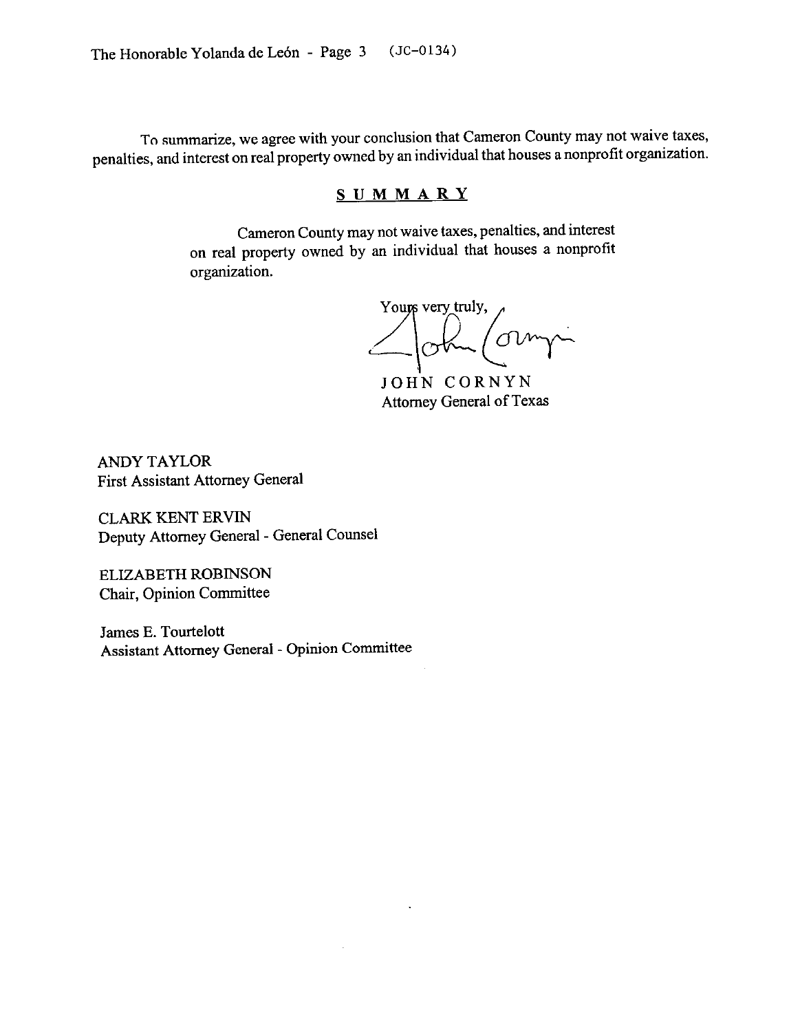To summarize, we agree with your conclusion that Cameron County may not waive taxes, penalties, and interest on real property owned by an individual that houses a nonprofit organization.

## SUMMARY

Cameron County may not waive taxes, penalties, and interest on real property owned by an individual that houses a nonprofit organization.

Yours very truly,

JOHN CORNYN
Attorney General of Texas

ANDY TAYLOR
First Assistant Attorney General

CLARK KENT ERVIN
Deputy Attorney General - General Counsel

ELIZABETH ROBINSON
Chair, Opinion Committee

James E. Tourtelott
Assistant Attorney General - Opinion Committee